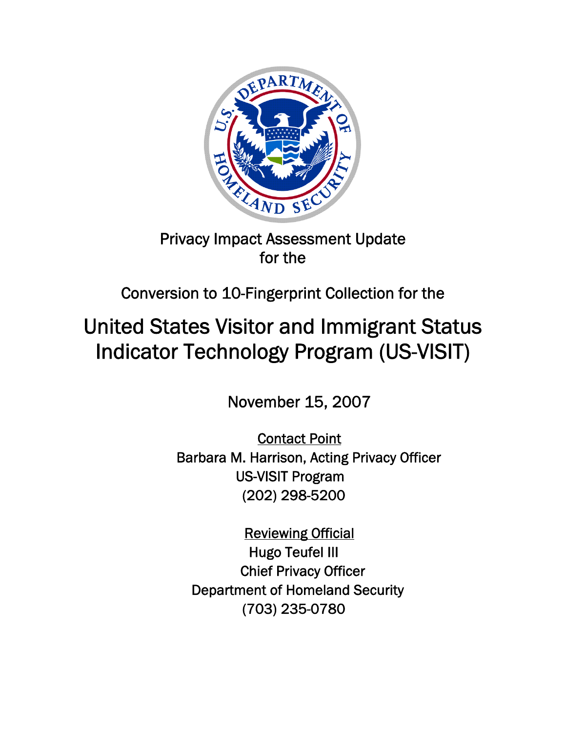Privacy Impact Assessment Update
for the

Conversion to 10-Fingerprint Collection for the

# United States Visitor and Immigrant Status Indicator Technology Program (US-VISIT)

November 15, 2007

Contact Point
Barbara M. Harrison, Acting Privacy Officer
US-VISIT Program
(202) 298-5200

Reviewing Official
Hugo Teufel III
Chief Privacy Officer
Department of Homeland Security
(703) 235-0780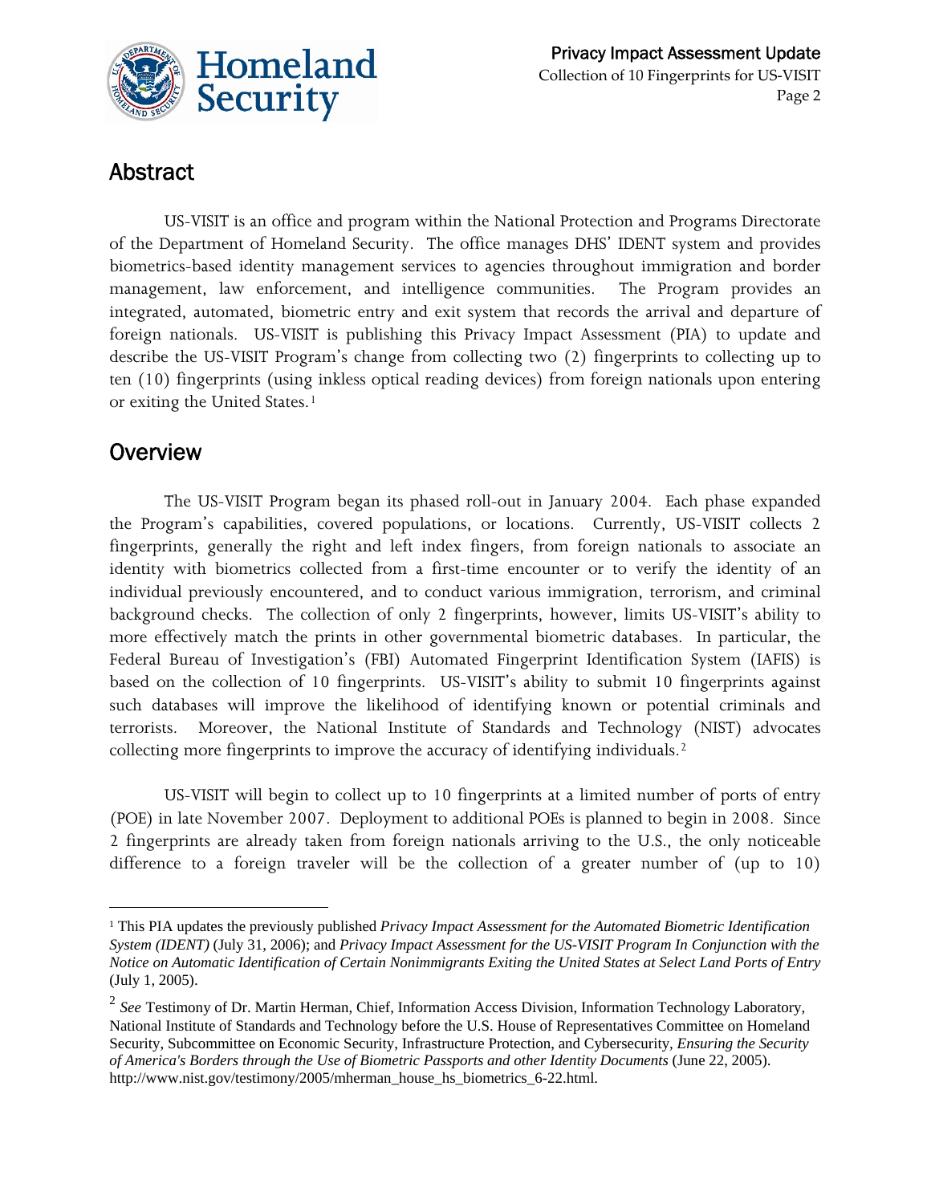## Abstract

US-VISIT is an office and program within the National Protection and Programs Directorate of the Department of Homeland Security. The office manages DHS' IDENT system and provides biometrics-based identity management services to agencies throughout immigration and border management, law enforcement, and intelligence communities. The Program provides an integrated, automated, biometric entry and exit system that records the arrival and departure of foreign nationals. US-VISIT is publishing this Privacy Impact Assessment (PIA) to update and describe the US-VISIT Program's change from collecting two (2) fingerprints to collecting up to ten (10) fingerprints (using inkless optical reading devices) from foreign nationals upon entering or exiting the United States.[1]

## Overview

The US-VISIT Program began its phased roll-out in January 2004. Each phase expanded the Program's capabilities, covered populations, or locations. Currently, US-VISIT collects 2 fingerprints, generally the right and left index fingers, from foreign nationals to associate an identity with biometrics collected from a first-time encounter or to verify the identity of an individual previously encountered, and to conduct various immigration, terrorism, and criminal background checks. The collection of only 2 fingerprints, however, limits US-VISIT's ability to more effectively match the prints in other governmental biometric databases. In particular, the Federal Bureau of Investigation's (FBI) Automated Fingerprint Identification System (IAFIS) is based on the collection of 10 fingerprints. US-VISIT's ability to submit 10 fingerprints against such databases will improve the likelihood of identifying known or potential criminals and terrorists. Moreover, the National Institute of Standards and Technology (NIST) advocates collecting more fingerprints to improve the accuracy of identifying individuals.[2]

US-VISIT will begin to collect up to 10 fingerprints at a limited number of ports of entry (POE) in late November 2007. Deployment to additional POEs is planned to begin in 2008. Since 2 fingerprints are already taken from foreign nationals arriving to the U.S., the only noticeable difference to a foreign traveler will be the collection of a greater number of (up to 10)

---

[1] This PIA updates the previously published *Privacy Impact Assessment for the Automated Biometric Identification System (IDENT)* (July 31, 2006); and *Privacy Impact Assessment for the US-VISIT Program In Conjunction with the Notice on Automatic Identification of Certain Nonimmigrants Exiting the United States at Select Land Ports of Entry* (July 1, 2005).

[2] *See* Testimony of Dr. Martin Herman, Chief, Information Access Division, Information Technology Laboratory, National Institute of Standards and Technology before the U.S. House of Representatives Committee on Homeland Security, Subcommittee on Economic Security, Infrastructure Protection, and Cybersecurity, *Ensuring the Security of America's Borders through the Use of Biometric Passports and other Identity Documents* (June 22, 2005). http://www.nist.gov/testimony/2005/mherman_house_hs_biometrics_6-22.html.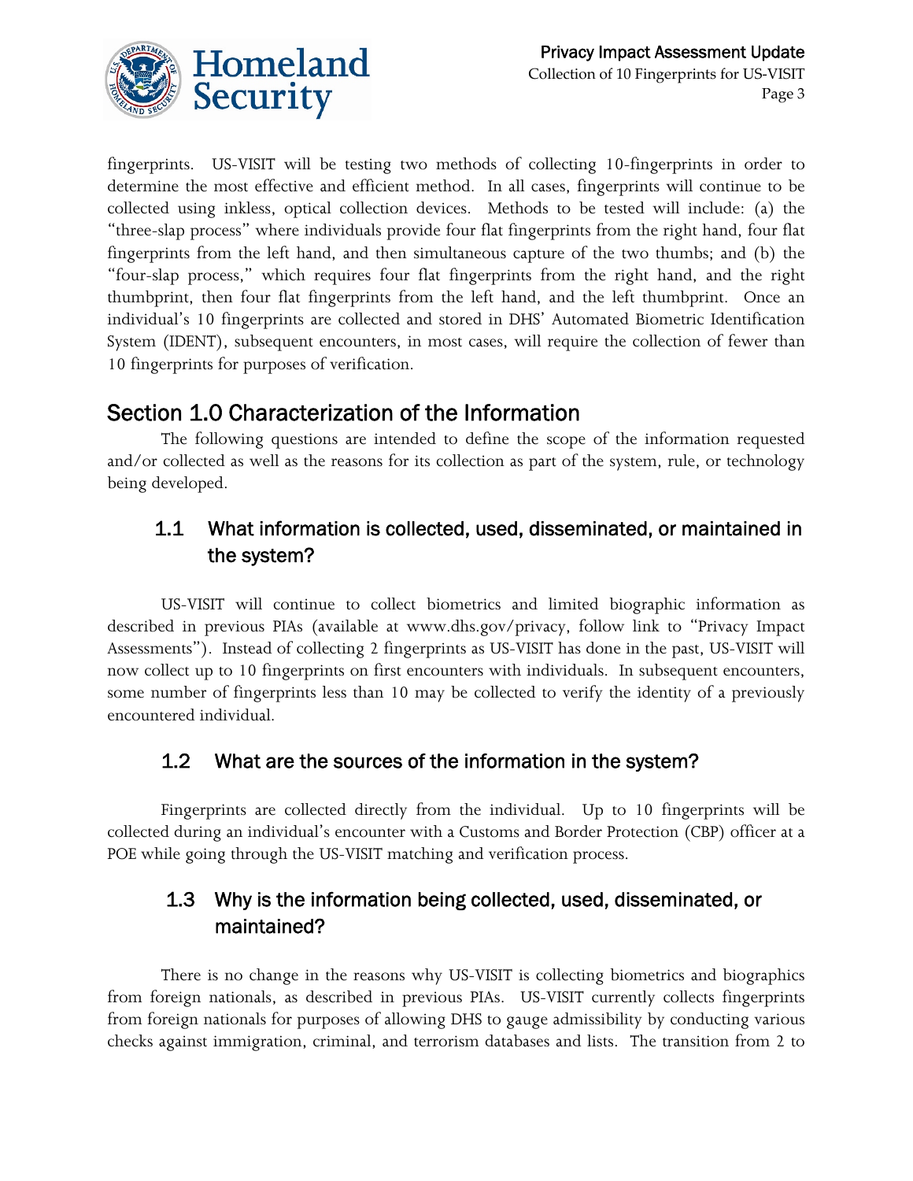fingerprints. US-VISIT will be testing two methods of collecting 10-fingerprints in order to determine the most effective and efficient method. In all cases, fingerprints will continue to be collected using inkless, optical collection devices. Methods to be tested will include: (a) the "three-slap process" where individuals provide four flat fingerprints from the right hand, four flat fingerprints from the left hand, and then simultaneous capture of the two thumbs; and (b) the "four-slap process," which requires four flat fingerprints from the right hand, and the right thumbprint, then four flat fingerprints from the left hand, and the left thumbprint. Once an individual's 10 fingerprints are collected and stored in DHS' Automated Biometric Identification System (IDENT), subsequent encounters, in most cases, will require the collection of fewer than 10 fingerprints for purposes of verification.

## Section 1.0 Characterization of the Information

The following questions are intended to define the scope of the information requested and/or collected as well as the reasons for its collection as part of the system, rule, or technology being developed.

### 1.1 What information is collected, used, disseminated, or maintained in the system?

US-VISIT will continue to collect biometrics and limited biographic information as described in previous PIAs (available at www.dhs.gov/privacy, follow link to "Privacy Impact Assessments"). Instead of collecting 2 fingerprints as US-VISIT has done in the past, US-VISIT will now collect up to 10 fingerprints on first encounters with individuals. In subsequent encounters, some number of fingerprints less than 10 may be collected to verify the identity of a previously encountered individual.

### 1.2 What are the sources of the information in the system?

Fingerprints are collected directly from the individual. Up to 10 fingerprints will be collected during an individual's encounter with a Customs and Border Protection (CBP) officer at a POE while going through the US-VISIT matching and verification process.

### 1.3 Why is the information being collected, used, disseminated, or maintained?

There is no change in the reasons why US-VISIT is collecting biometrics and biographics from foreign nationals, as described in previous PIAs. US-VISIT currently collects fingerprints from foreign nationals for purposes of allowing DHS to gauge admissibility by conducting various checks against immigration, criminal, and terrorism databases and lists. The transition from 2 to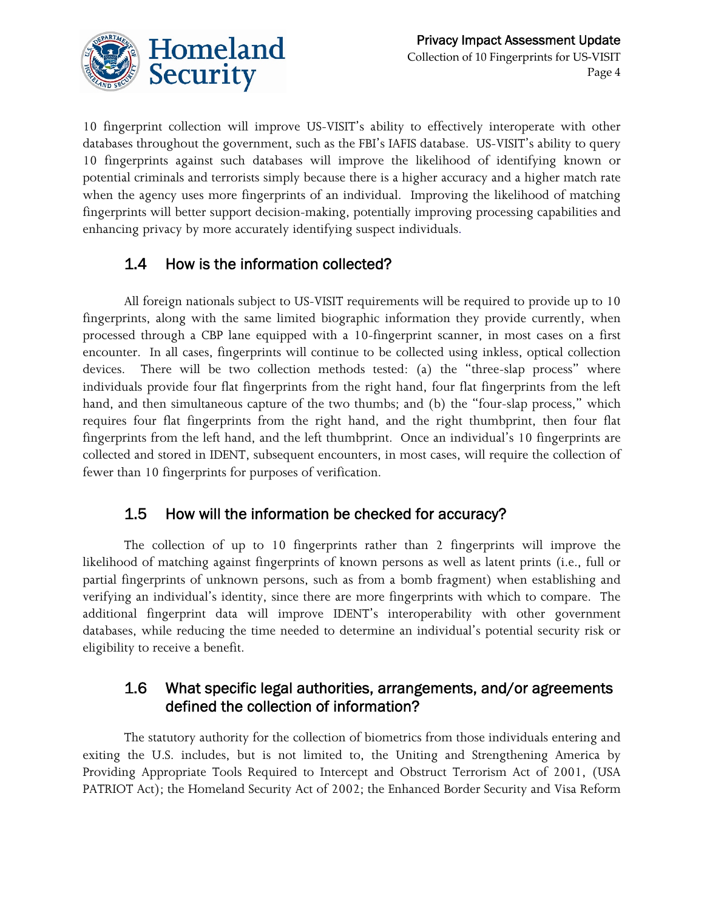10 fingerprint collection will improve US-VISIT's ability to effectively interoperate with other databases throughout the government, such as the FBI's IAFIS database. US-VISIT's ability to query 10 fingerprints against such databases will improve the likelihood of identifying known or potential criminals and terrorists simply because there is a higher accuracy and a higher match rate when the agency uses more fingerprints of an individual. Improving the likelihood of matching fingerprints will better support decision-making, potentially improving processing capabilities and enhancing privacy by more accurately identifying suspect individuals.

## 1.4 How is the information collected?

All foreign nationals subject to US-VISIT requirements will be required to provide up to 10 fingerprints, along with the same limited biographic information they provide currently, when processed through a CBP lane equipped with a 10-fingerprint scanner, in most cases on a first encounter. In all cases, fingerprints will continue to be collected using inkless, optical collection devices. There will be two collection methods tested: (a) the "three-slap process" where individuals provide four flat fingerprints from the right hand, four flat fingerprints from the left hand, and then simultaneous capture of the two thumbs; and (b) the "four-slap process," which requires four flat fingerprints from the right hand, and the right thumbprint, then four flat fingerprints from the left hand, and the left thumbprint. Once an individual's 10 fingerprints are collected and stored in IDENT, subsequent encounters, in most cases, will require the collection of fewer than 10 fingerprints for purposes of verification.

## 1.5 How will the information be checked for accuracy?

The collection of up to 10 fingerprints rather than 2 fingerprints will improve the likelihood of matching against fingerprints of known persons as well as latent prints (i.e., full or partial fingerprints of unknown persons, such as from a bomb fragment) when establishing and verifying an individual's identity, since there are more fingerprints with which to compare. The additional fingerprint data will improve IDENT's interoperability with other government databases, while reducing the time needed to determine an individual's potential security risk or eligibility to receive a benefit.

## 1.6 What specific legal authorities, arrangements, and/or agreements defined the collection of information?

The statutory authority for the collection of biometrics from those individuals entering and exiting the U.S. includes, but is not limited to, the Uniting and Strengthening America by Providing Appropriate Tools Required to Intercept and Obstruct Terrorism Act of 2001, (USA PATRIOT Act); the Homeland Security Act of 2002; the Enhanced Border Security and Visa Reform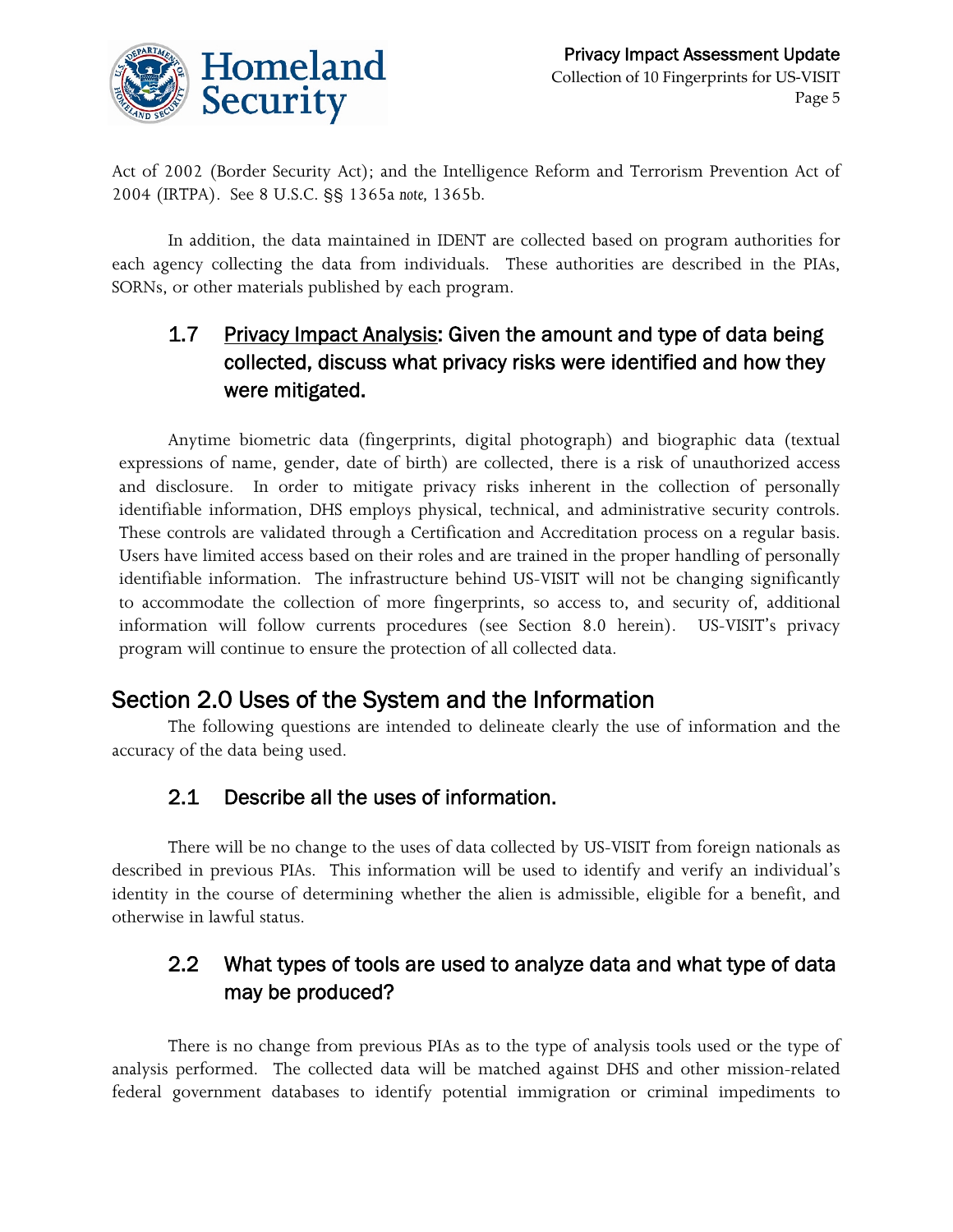Act of 2002 (Border Security Act); and the Intelligence Reform and Terrorism Prevention Act of 2004 (IRTPA). See 8 U.S.C. §§ 1365a *note,* 1365b.

In addition, the data maintained in IDENT are collected based on program authorities for each agency collecting the data from individuals. These authorities are described in the PIAs, SORNs, or other materials published by each program.

### 1.7 Privacy Impact Analysis: Given the amount and type of data being collected, discuss what privacy risks were identified and how they were mitigated.

Anytime biometric data (fingerprints, digital photograph) and biographic data (textual expressions of name, gender, date of birth) are collected, there is a risk of unauthorized access and disclosure. In order to mitigate privacy risks inherent in the collection of personally identifiable information, DHS employs physical, technical, and administrative security controls. These controls are validated through a Certification and Accreditation process on a regular basis. Users have limited access based on their roles and are trained in the proper handling of personally identifiable information. The infrastructure behind US-VISIT will not be changing significantly to accommodate the collection of more fingerprints, so access to, and security of, additional information will follow currents procedures (see Section 8.0 herein). US-VISIT's privacy program will continue to ensure the protection of all collected data.

## Section 2.0 Uses of the System and the Information

The following questions are intended to delineate clearly the use of information and the accuracy of the data being used.

### 2.1 Describe all the uses of information.

There will be no change to the uses of data collected by US-VISIT from foreign nationals as described in previous PIAs. This information will be used to identify and verify an individual's identity in the course of determining whether the alien is admissible, eligible for a benefit, and otherwise in lawful status.

### 2.2 What types of tools are used to analyze data and what type of data may be produced?

There is no change from previous PIAs as to the type of analysis tools used or the type of analysis performed. The collected data will be matched against DHS and other mission-related federal government databases to identify potential immigration or criminal impediments to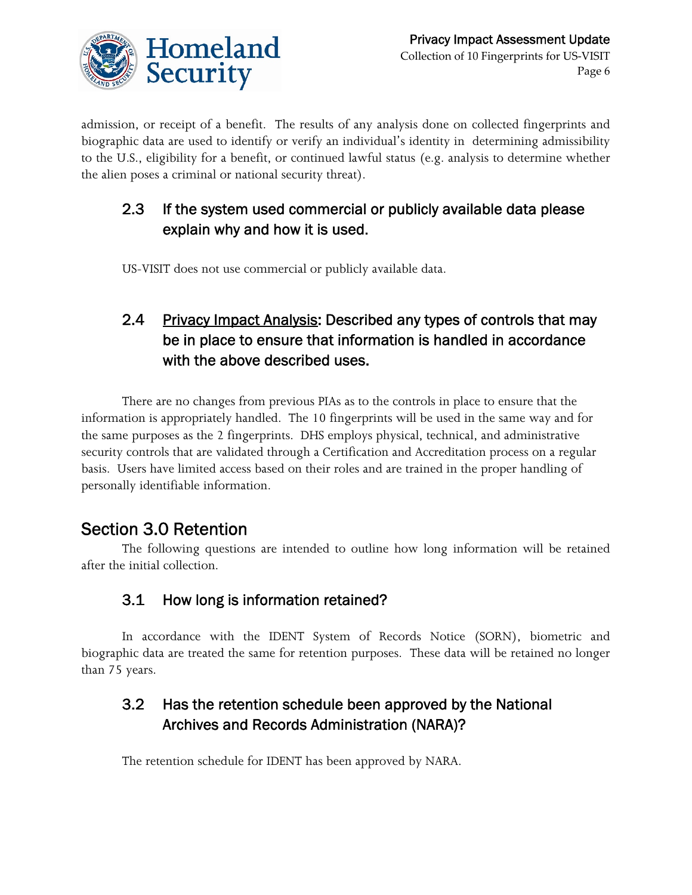admission, or receipt of a benefit. The results of any analysis done on collected fingerprints and biographic data are used to identify or verify an individual's identity in determining admissibility to the U.S., eligibility for a benefit, or continued lawful status (e.g. analysis to determine whether the alien poses a criminal or national security threat).

### 2.3 If the system used commercial or publicly available data please explain why and how it is used.

US-VISIT does not use commercial or publicly available data.

### 2.4 Privacy Impact Analysis: Described any types of controls that may be in place to ensure that information is handled in accordance with the above described uses.

There are no changes from previous PIAs as to the controls in place to ensure that the information is appropriately handled. The 10 fingerprints will be used in the same way and for the same purposes as the 2 fingerprints. DHS employs physical, technical, and administrative security controls that are validated through a Certification and Accreditation process on a regular basis. Users have limited access based on their roles and are trained in the proper handling of personally identifiable information.

## Section 3.0 Retention

The following questions are intended to outline how long information will be retained after the initial collection.

### 3.1 How long is information retained?

In accordance with the IDENT System of Records Notice (SORN), biometric and biographic data are treated the same for retention purposes. These data will be retained no longer than 75 years.

### 3.2 Has the retention schedule been approved by the National Archives and Records Administration (NARA)?

The retention schedule for IDENT has been approved by NARA.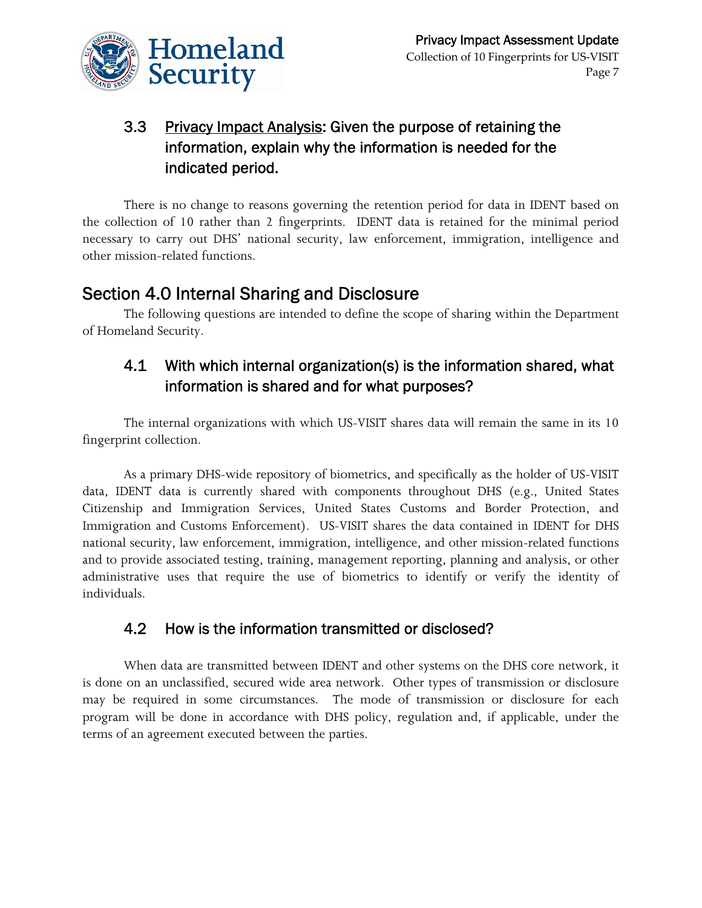### 3.3 Privacy Impact Analysis: Given the purpose of retaining the information, explain why the information is needed for the indicated period.

There is no change to reasons governing the retention period for data in IDENT based on the collection of 10 rather than 2 fingerprints. IDENT data is retained for the minimal period necessary to carry out DHS' national security, law enforcement, immigration, intelligence and other mission-related functions.

## Section 4.0 Internal Sharing and Disclosure

The following questions are intended to define the scope of sharing within the Department of Homeland Security.

### 4.1 With which internal organization(s) is the information shared, what information is shared and for what purposes?

The internal organizations with which US-VISIT shares data will remain the same in its 10 fingerprint collection.

As a primary DHS-wide repository of biometrics, and specifically as the holder of US-VISIT data, IDENT data is currently shared with components throughout DHS (e.g., United States Citizenship and Immigration Services, United States Customs and Border Protection, and Immigration and Customs Enforcement). US-VISIT shares the data contained in IDENT for DHS national security, law enforcement, immigration, intelligence, and other mission-related functions and to provide associated testing, training, management reporting, planning and analysis, or other administrative uses that require the use of biometrics to identify or verify the identity of individuals.

### 4.2 How is the information transmitted or disclosed?

When data are transmitted between IDENT and other systems on the DHS core network, it is done on an unclassified, secured wide area network. Other types of transmission or disclosure may be required in some circumstances. The mode of transmission or disclosure for each program will be done in accordance with DHS policy, regulation and, if applicable, under the terms of an agreement executed between the parties.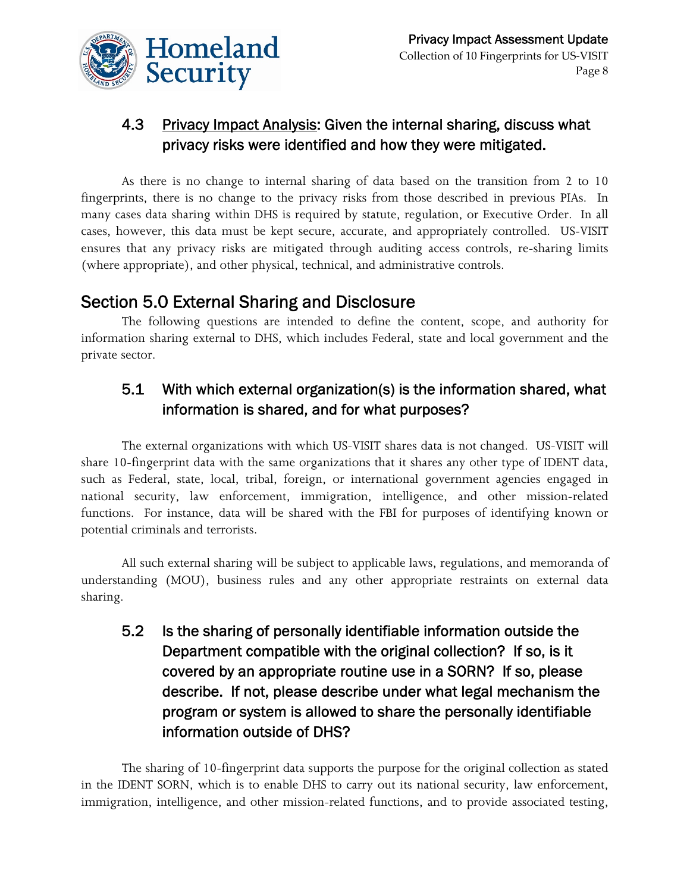### 4.3 Privacy Impact Analysis: Given the internal sharing, discuss what privacy risks were identified and how they were mitigated.

As there is no change to internal sharing of data based on the transition from 2 to 10 fingerprints, there is no change to the privacy risks from those described in previous PIAs. In many cases data sharing within DHS is required by statute, regulation, or Executive Order. In all cases, however, this data must be kept secure, accurate, and appropriately controlled. US-VISIT ensures that any privacy risks are mitigated through auditing access controls, re-sharing limits (where appropriate), and other physical, technical, and administrative controls.

## Section 5.0 External Sharing and Disclosure

The following questions are intended to define the content, scope, and authority for information sharing external to DHS, which includes Federal, state and local government and the private sector.

### 5.1 With which external organization(s) is the information shared, what information is shared, and for what purposes?

The external organizations with which US-VISIT shares data is not changed. US-VISIT will share 10-fingerprint data with the same organizations that it shares any other type of IDENT data, such as Federal, state, local, tribal, foreign, or international government agencies engaged in national security, law enforcement, immigration, intelligence, and other mission-related functions. For instance, data will be shared with the FBI for purposes of identifying known or potential criminals and terrorists.

All such external sharing will be subject to applicable laws, regulations, and memoranda of understanding (MOU), business rules and any other appropriate restraints on external data sharing.

### 5.2 Is the sharing of personally identifiable information outside the Department compatible with the original collection? If so, is it covered by an appropriate routine use in a SORN? If so, please describe. If not, please describe under what legal mechanism the program or system is allowed to share the personally identifiable information outside of DHS?

The sharing of 10-fingerprint data supports the purpose for the original collection as stated in the IDENT SORN, which is to enable DHS to carry out its national security, law enforcement, immigration, intelligence, and other mission-related functions, and to provide associated testing,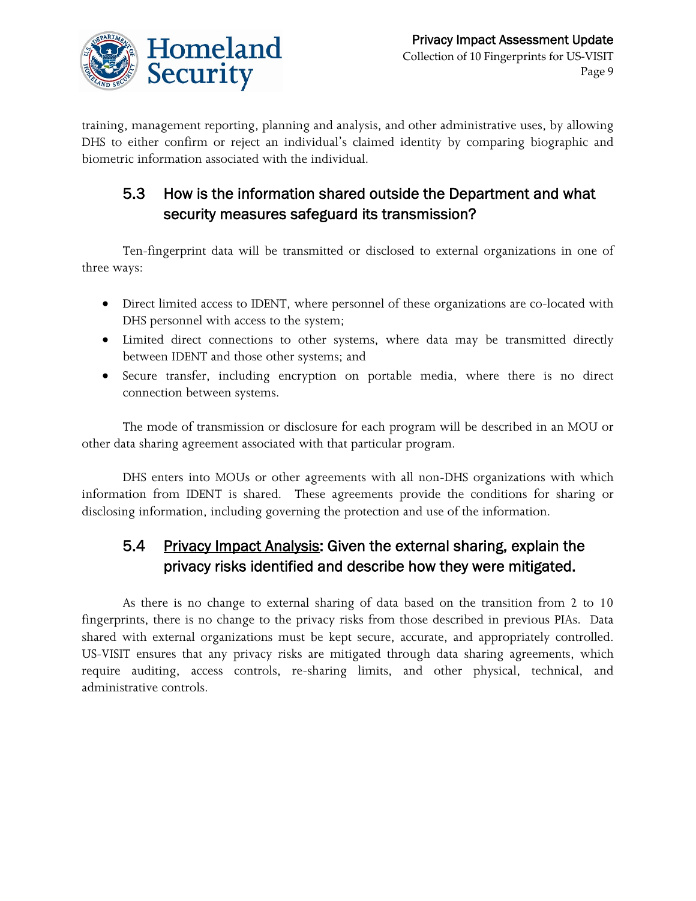training, management reporting, planning and analysis, and other administrative uses, by allowing DHS to either confirm or reject an individual's claimed identity by comparing biographic and biometric information associated with the individual.

## 5.3 How is the information shared outside the Department and what security measures safeguard its transmission?

Ten-fingerprint data will be transmitted or disclosed to external organizations in one of three ways:

- Direct limited access to IDENT, where personnel of these organizations are co-located with DHS personnel with access to the system;
- Limited direct connections to other systems, where data may be transmitted directly between IDENT and those other systems; and
- Secure transfer, including encryption on portable media, where there is no direct connection between systems.

The mode of transmission or disclosure for each program will be described in an MOU or other data sharing agreement associated with that particular program.

DHS enters into MOUs or other agreements with all non-DHS organizations with which information from IDENT is shared. These agreements provide the conditions for sharing or disclosing information, including governing the protection and use of the information.

## 5.4 Privacy Impact Analysis: Given the external sharing, explain the privacy risks identified and describe how they were mitigated.

As there is no change to external sharing of data based on the transition from 2 to 10 fingerprints, there is no change to the privacy risks from those described in previous PIAs. Data shared with external organizations must be kept secure, accurate, and appropriately controlled. US-VISIT ensures that any privacy risks are mitigated through data sharing agreements, which require auditing, access controls, re-sharing limits, and other physical, technical, and administrative controls.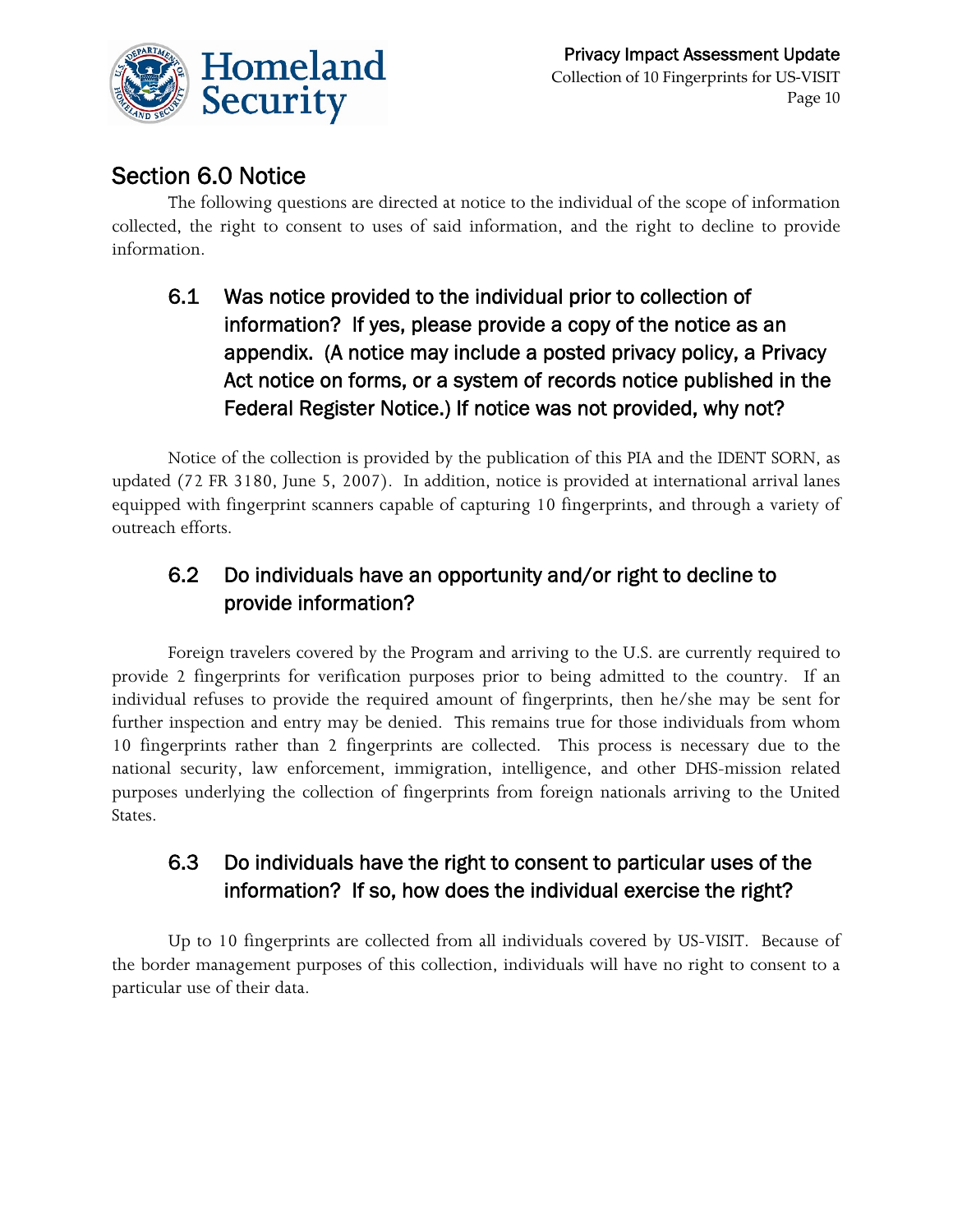## Section 6.0 Notice

The following questions are directed at notice to the individual of the scope of information collected, the right to consent to uses of said information, and the right to decline to provide information.

### 6.1 Was notice provided to the individual prior to collection of information? If yes, please provide a copy of the notice as an appendix. (A notice may include a posted privacy policy, a Privacy Act notice on forms, or a system of records notice published in the Federal Register Notice.) If notice was not provided, why not?

Notice of the collection is provided by the publication of this PIA and the IDENT SORN, as updated (72 FR 3180, June 5, 2007). In addition, notice is provided at international arrival lanes equipped with fingerprint scanners capable of capturing 10 fingerprints, and through a variety of outreach efforts.

### 6.2 Do individuals have an opportunity and/or right to decline to provide information?

Foreign travelers covered by the Program and arriving to the U.S. are currently required to provide 2 fingerprints for verification purposes prior to being admitted to the country. If an individual refuses to provide the required amount of fingerprints, then he/she may be sent for further inspection and entry may be denied. This remains true for those individuals from whom 10 fingerprints rather than 2 fingerprints are collected. This process is necessary due to the national security, law enforcement, immigration, intelligence, and other DHS-mission related purposes underlying the collection of fingerprints from foreign nationals arriving to the United States.

### 6.3 Do individuals have the right to consent to particular uses of the information? If so, how does the individual exercise the right?

Up to 10 fingerprints are collected from all individuals covered by US-VISIT. Because of the border management purposes of this collection, individuals will have no right to consent to a particular use of their data.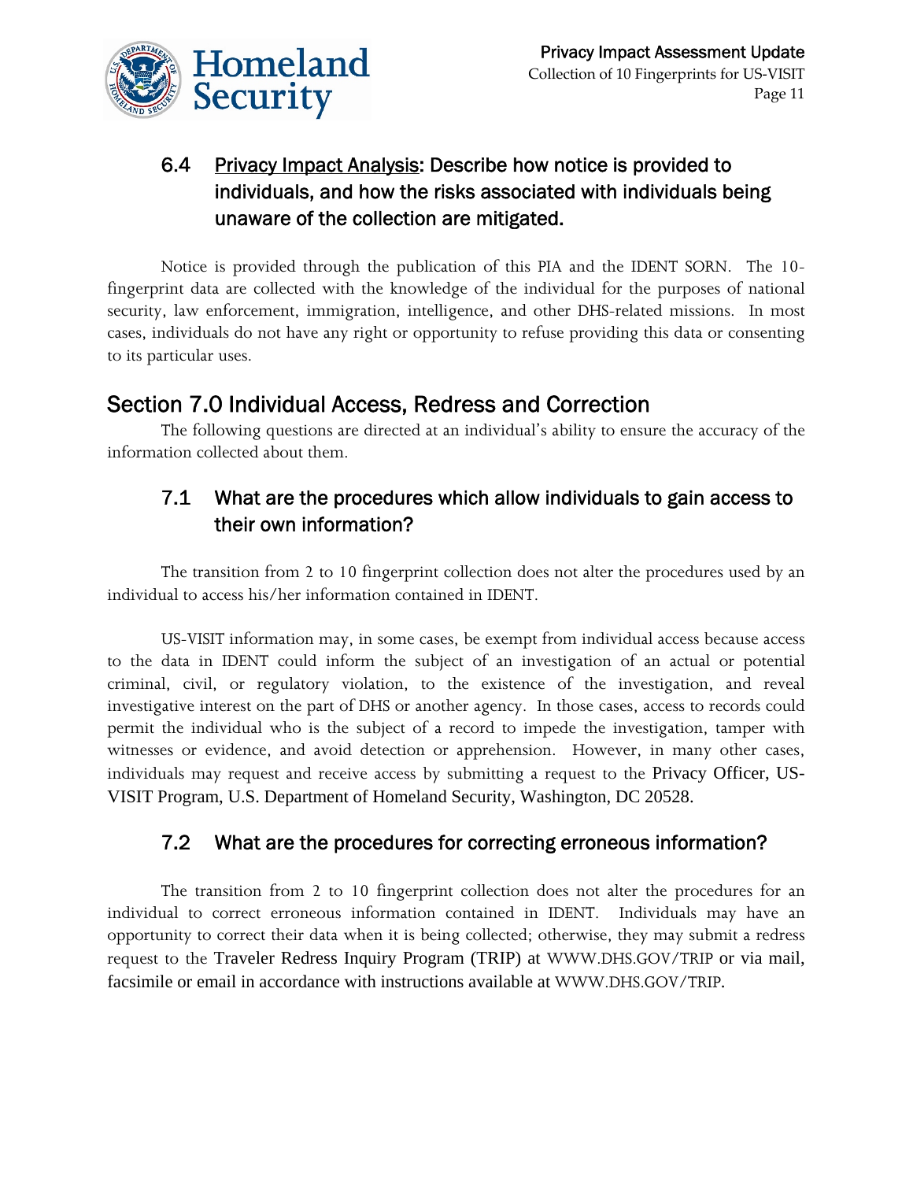### 6.4 Privacy Impact Analysis: Describe how notice is provided to individuals, and how the risks associated with individuals being unaware of the collection are mitigated.

Notice is provided through the publication of this PIA and the IDENT SORN. The 10-fingerprint data are collected with the knowledge of the individual for the purposes of national security, law enforcement, immigration, intelligence, and other DHS-related missions. In most cases, individuals do not have any right or opportunity to refuse providing this data or consenting to its particular uses.

## Section 7.0 Individual Access, Redress and Correction

The following questions are directed at an individual's ability to ensure the accuracy of the information collected about them.

### 7.1 What are the procedures which allow individuals to gain access to their own information?

The transition from 2 to 10 fingerprint collection does not alter the procedures used by an individual to access his/her information contained in IDENT.

US-VISIT information may, in some cases, be exempt from individual access because access to the data in IDENT could inform the subject of an investigation of an actual or potential criminal, civil, or regulatory violation, to the existence of the investigation, and reveal investigative interest on the part of DHS or another agency. In those cases, access to records could permit the individual who is the subject of a record to impede the investigation, tamper with witnesses or evidence, and avoid detection or apprehension. However, in many other cases, individuals may request and receive access by submitting a request to the Privacy Officer, US-VISIT Program, U.S. Department of Homeland Security, Washington, DC 20528.

### 7.2 What are the procedures for correcting erroneous information?

The transition from 2 to 10 fingerprint collection does not alter the procedures for an individual to correct erroneous information contained in IDENT. Individuals may have an opportunity to correct their data when it is being collected; otherwise, they may submit a redress request to the Traveler Redress Inquiry Program (TRIP) at WWW.DHS.GOV/TRIP or via mail, facsimile or email in accordance with instructions available at WWW.DHS.GOV/TRIP.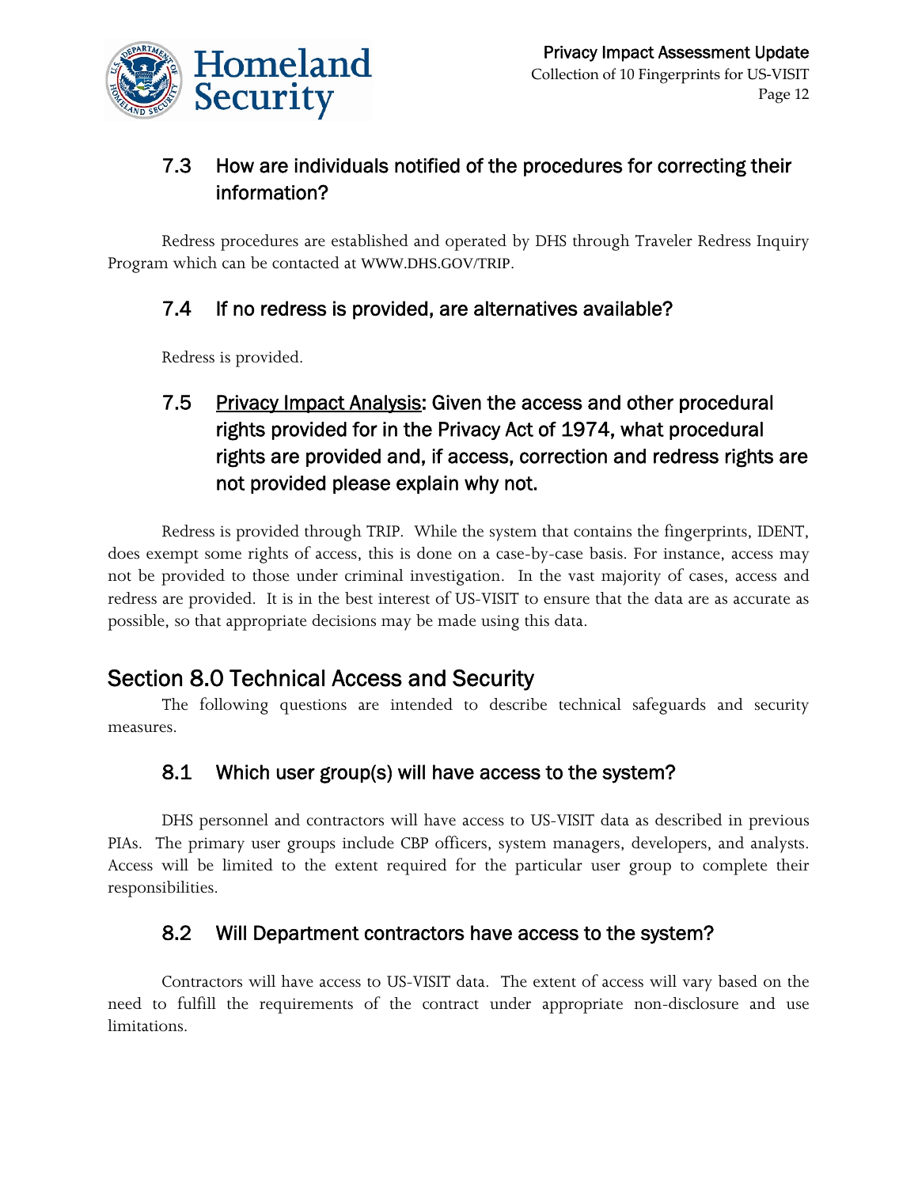### 7.3 How are individuals notified of the procedures for correcting their information?

Redress procedures are established and operated by DHS through Traveler Redress Inquiry Program which can be contacted at WWW.DHS.GOV/TRIP.

### 7.4 If no redress is provided, are alternatives available?

Redress is provided.

### 7.5 Privacy Impact Analysis: Given the access and other procedural rights provided for in the Privacy Act of 1974, what procedural rights are provided and, if access, correction and redress rights are not provided please explain why not.

Redress is provided through TRIP. While the system that contains the fingerprints, IDENT, does exempt some rights of access, this is done on a case-by-case basis. For instance, access may not be provided to those under criminal investigation. In the vast majority of cases, access and redress are provided. It is in the best interest of US-VISIT to ensure that the data are as accurate as possible, so that appropriate decisions may be made using this data.

## Section 8.0 Technical Access and Security

The following questions are intended to describe technical safeguards and security measures.

### 8.1 Which user group(s) will have access to the system?

DHS personnel and contractors will have access to US-VISIT data as described in previous PIAs. The primary user groups include CBP officers, system managers, developers, and analysts. Access will be limited to the extent required for the particular user group to complete their responsibilities.

### 8.2 Will Department contractors have access to the system?

Contractors will have access to US-VISIT data. The extent of access will vary based on the need to fulfill the requirements of the contract under appropriate non-disclosure and use limitations.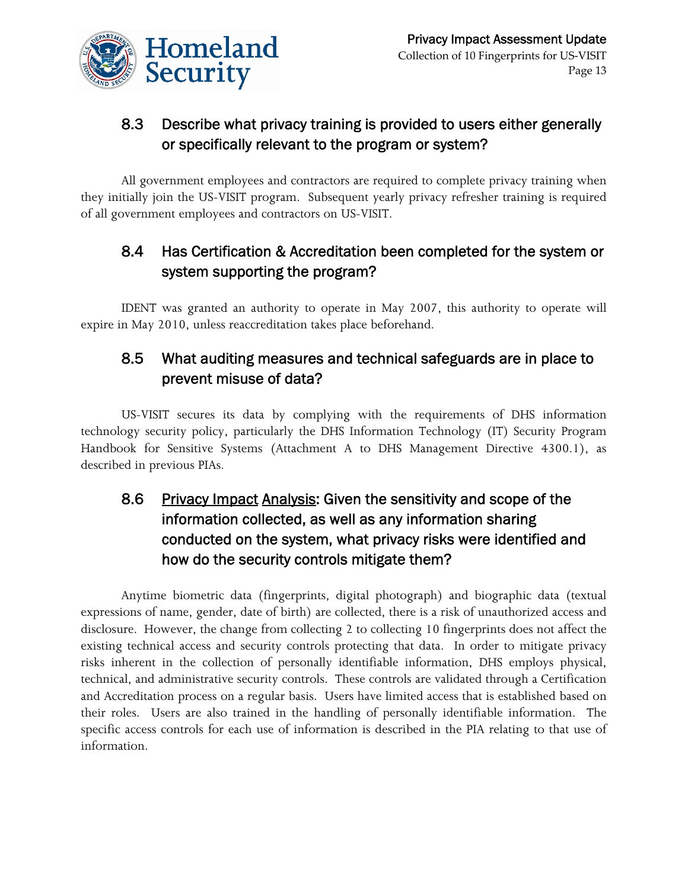## 8.3 Describe what privacy training is provided to users either generally or specifically relevant to the program or system?

All government employees and contractors are required to complete privacy training when they initially join the US-VISIT program. Subsequent yearly privacy refresher training is required of all government employees and contractors on US-VISIT.

## 8.4 Has Certification & Accreditation been completed for the system or system supporting the program?

IDENT was granted an authority to operate in May 2007, this authority to operate will expire in May 2010, unless reaccreditation takes place beforehand.

## 8.5 What auditing measures and technical safeguards are in place to prevent misuse of data?

US-VISIT secures its data by complying with the requirements of DHS information technology security policy, particularly the DHS Information Technology (IT) Security Program Handbook for Sensitive Systems (Attachment A to DHS Management Directive 4300.1), as described in previous PIAs.

## 8.6 Privacy Impact Analysis: Given the sensitivity and scope of the information collected, as well as any information sharing conducted on the system, what privacy risks were identified and how do the security controls mitigate them?

Anytime biometric data (fingerprints, digital photograph) and biographic data (textual expressions of name, gender, date of birth) are collected, there is a risk of unauthorized access and disclosure. However, the change from collecting 2 to collecting 10 fingerprints does not affect the existing technical access and security controls protecting that data. In order to mitigate privacy risks inherent in the collection of personally identifiable information, DHS employs physical, technical, and administrative security controls. These controls are validated through a Certification and Accreditation process on a regular basis. Users have limited access that is established based on their roles. Users are also trained in the handling of personally identifiable information. The specific access controls for each use of information is described in the PIA relating to that use of information.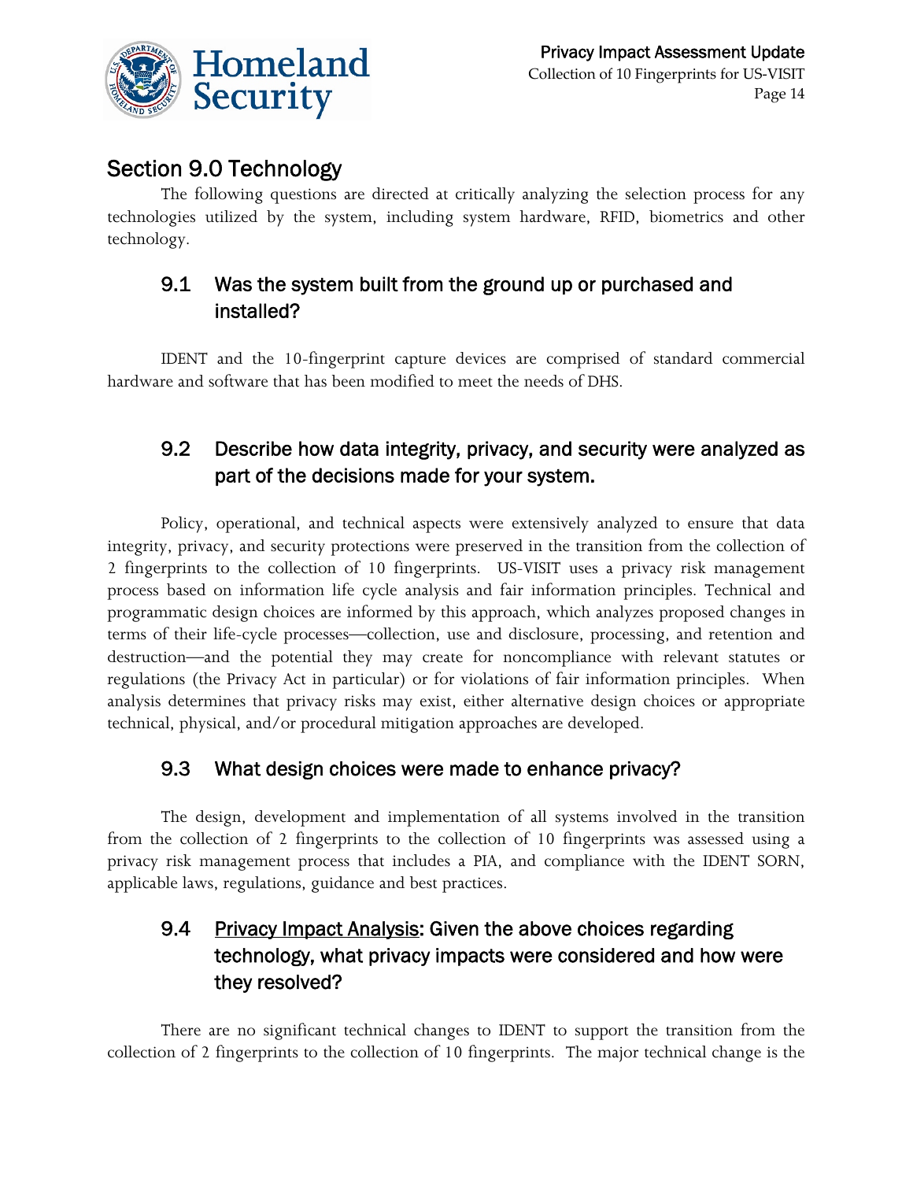## Section 9.0 Technology

The following questions are directed at critically analyzing the selection process for any technologies utilized by the system, including system hardware, RFID, biometrics and other technology.

### 9.1 Was the system built from the ground up or purchased and installed?

IDENT and the 10-fingerprint capture devices are comprised of standard commercial hardware and software that has been modified to meet the needs of DHS.

### 9.2 Describe how data integrity, privacy, and security were analyzed as part of the decisions made for your system.

Policy, operational, and technical aspects were extensively analyzed to ensure that data integrity, privacy, and security protections were preserved in the transition from the collection of 2 fingerprints to the collection of 10 fingerprints. US-VISIT uses a privacy risk management process based on information life cycle analysis and fair information principles. Technical and programmatic design choices are informed by this approach, which analyzes proposed changes in terms of their life-cycle processes—collection, use and disclosure, processing, and retention and destruction—and the potential they may create for noncompliance with relevant statutes or regulations (the Privacy Act in particular) or for violations of fair information principles. When analysis determines that privacy risks may exist, either alternative design choices or appropriate technical, physical, and/or procedural mitigation approaches are developed.

### 9.3 What design choices were made to enhance privacy?

The design, development and implementation of all systems involved in the transition from the collection of 2 fingerprints to the collection of 10 fingerprints was assessed using a privacy risk management process that includes a PIA, and compliance with the IDENT SORN, applicable laws, regulations, guidance and best practices.

### 9.4 Privacy Impact Analysis: Given the above choices regarding technology, what privacy impacts were considered and how were they resolved?

There are no significant technical changes to IDENT to support the transition from the collection of 2 fingerprints to the collection of 10 fingerprints. The major technical change is the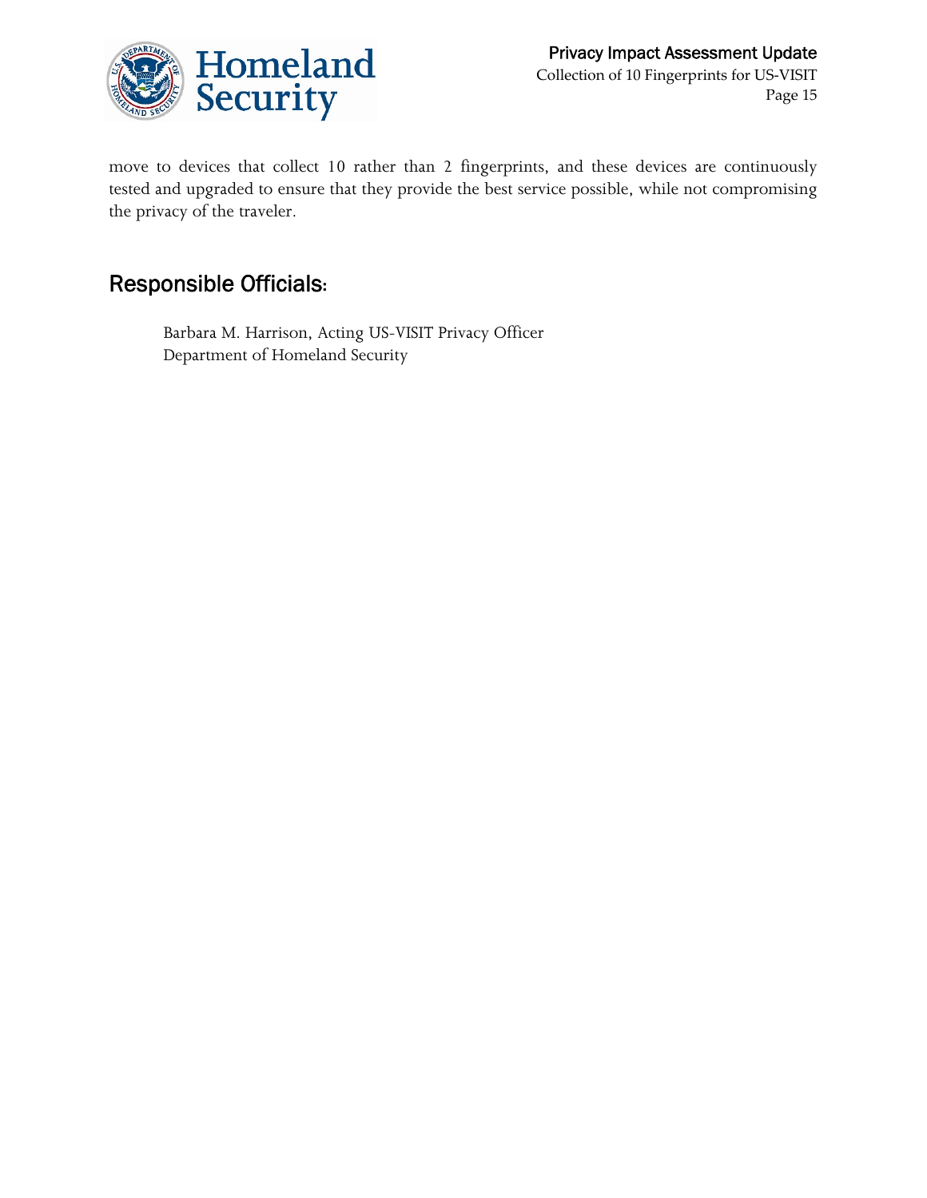move to devices that collect 10 rather than 2 fingerprints, and these devices are continuously tested and upgraded to ensure that they provide the best service possible, while not compromising the privacy of the traveler.

## Responsible Officials:

Barbara M. Harrison, Acting US-VISIT Privacy Officer
Department of Homeland Security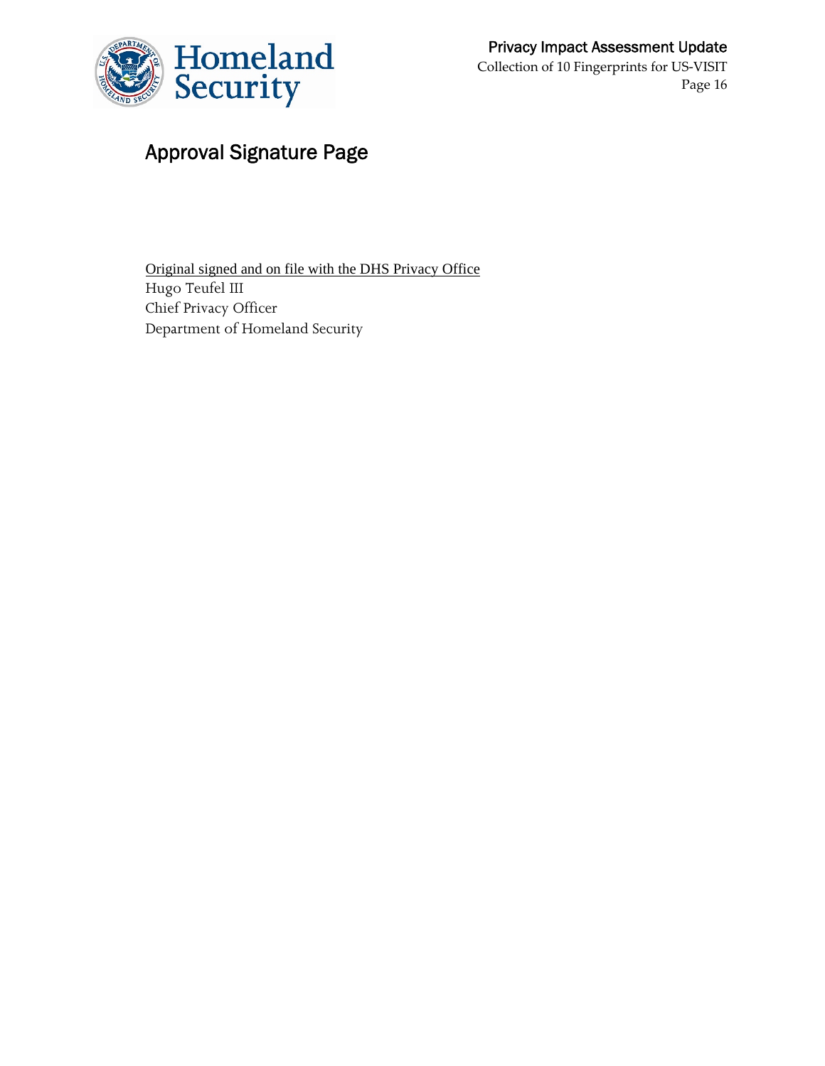## Approval Signature Page

Original signed and on file with the DHS Privacy Office
Hugo Teufel III
Chief Privacy Officer
Department of Homeland Security